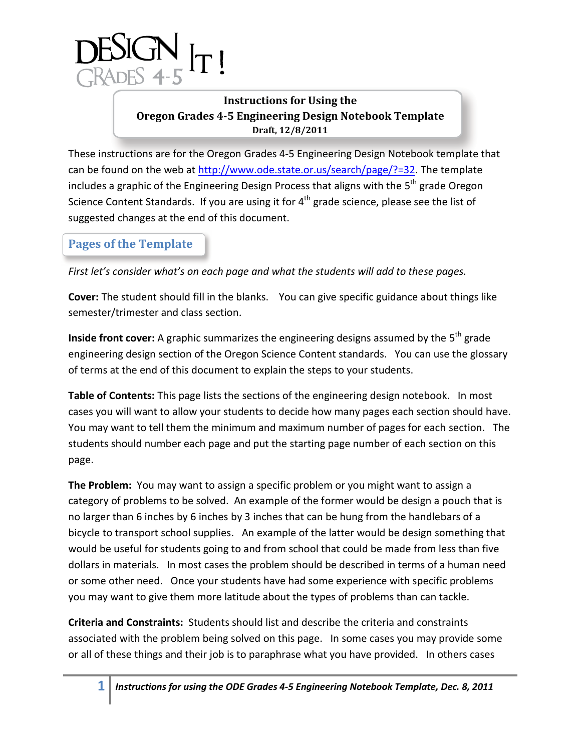# DESIGN IT! GRADES 4-5

**Instructions for Using the**
**Oregon Grades 4-5 Engineering Design Notebook Template**
**Draft, 12/8/2011**

These instructions are for the Oregon Grades 4-5 Engineering Design Notebook template that can be found on the web at http://www.ode.state.or.us/search/page/?=32. The template includes a graphic of the Engineering Design Process that aligns with the 5th grade Oregon Science Content Standards. If you are using it for 4th grade science, please see the list of suggested changes at the end of this document.

## Pages of the Template

*First let's consider what's on each page and what the students will add to these pages.*

**Cover:** The student should fill in the blanks. You can give specific guidance about things like semester/trimester and class section.

**Inside front cover:** A graphic summarizes the engineering designs assumed by the 5th grade engineering design section of the Oregon Science Content standards. You can use the glossary of terms at the end of this document to explain the steps to your students.

**Table of Contents:** This page lists the sections of the engineering design notebook. In most cases you will want to allow your students to decide how many pages each section should have. You may want to tell them the minimum and maximum number of pages for each section. The students should number each page and put the starting page number of each section on this page.

**The Problem:** You may want to assign a specific problem or you might want to assign a category of problems to be solved. An example of the former would be design a pouch that is no larger than 6 inches by 6 inches by 3 inches that can be hung from the handlebars of a bicycle to transport school supplies. An example of the latter would be design something that would be useful for students going to and from school that could be made from less than five dollars in materials. In most cases the problem should be described in terms of a human need or some other need. Once your students have had some experience with specific problems you may want to give them more latitude about the types of problems than can tackle.

**Criteria and Constraints:** Students should list and describe the criteria and constraints associated with the problem being solved on this page. In some cases you may provide some or all of these things and their job is to paraphrase what you have provided. In others cases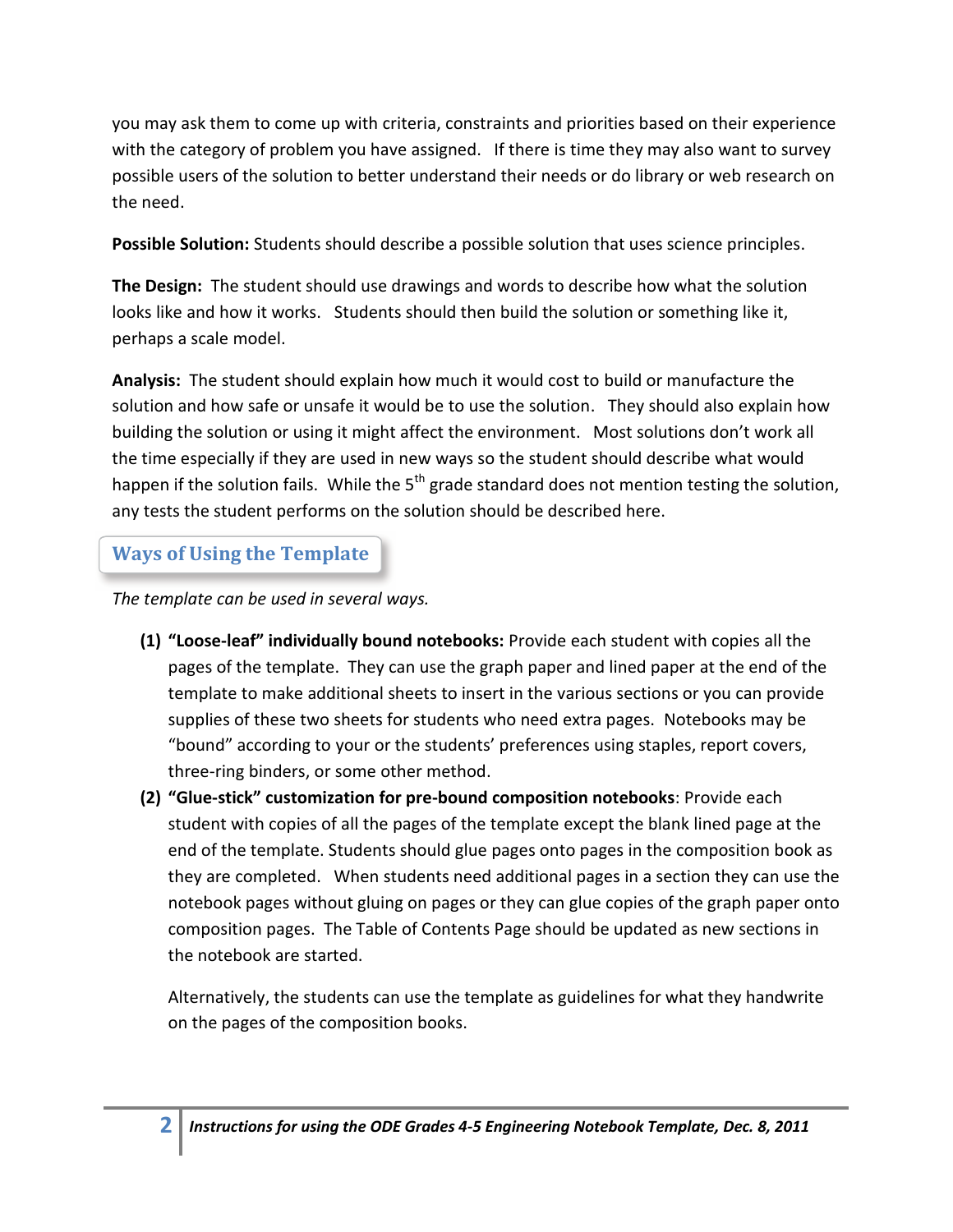you may ask them to come up with criteria, constraints and priorities based on their experience with the category of problem you have assigned. If there is time they may also want to survey possible users of the solution to better understand their needs or do library or web research on the need.

**Possible Solution:** Students should describe a possible solution that uses science principles.

**The Design:** The student should use drawings and words to describe how what the solution looks like and how it works. Students should then build the solution or something like it, perhaps a scale model.

**Analysis:** The student should explain how much it would cost to build or manufacture the solution and how safe or unsafe it would be to use the solution. They should also explain how building the solution or using it might affect the environment. Most solutions don't work all the time especially if they are used in new ways so the student should describe what would happen if the solution fails. While the 5th grade standard does not mention testing the solution, any tests the student performs on the solution should be described here.

## Ways of Using the Template

*The template can be used in several ways.*

**(1) "Loose-leaf" individually bound notebooks:** Provide each student with copies all the pages of the template. They can use the graph paper and lined paper at the end of the template to make additional sheets to insert in the various sections or you can provide supplies of these two sheets for students who need extra pages. Notebooks may be "bound" according to your or the students' preferences using staples, report covers, three-ring binders, or some other method.

**(2) "Glue-stick" customization for pre-bound composition notebooks**: Provide each student with copies of all the pages of the template except the blank lined page at the end of the template. Students should glue pages onto pages in the composition book as they are completed. When students need additional pages in a section they can use the notebook pages without gluing on pages or they can glue copies of the graph paper onto composition pages. The Table of Contents Page should be updated as new sections in the notebook are started.

Alternatively, the students can use the template as guidelines for what they handwrite on the pages of the composition books.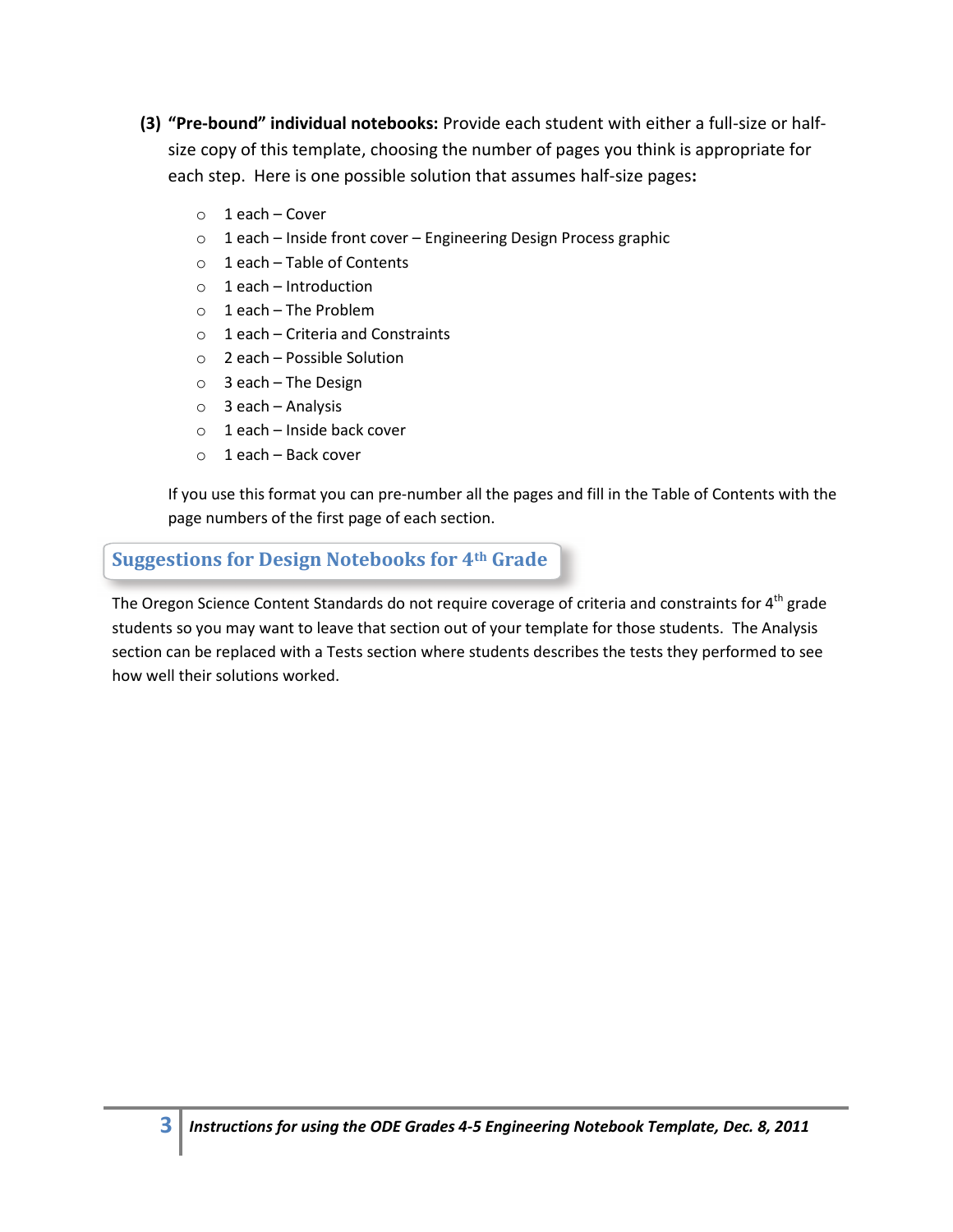**(3) "Pre-bound" individual notebooks:** Provide each student with either a full-size or half-size copy of this template, choosing the number of pages you think is appropriate for each step. Here is one possible solution that assumes half-size pages**:**

- 1 each – Cover
- 1 each – Inside front cover – Engineering Design Process graphic
- 1 each – Table of Contents
- 1 each – Introduction
- 1 each – The Problem
- 1 each – Criteria and Constraints
- 2 each – Possible Solution
- 3 each – The Design
- 3 each – Analysis
- 1 each – Inside back cover
- 1 each – Back cover

If you use this format you can pre-number all the pages and fill in the Table of Contents with the page numbers of the first page of each section.

## Suggestions for Design Notebooks for 4th Grade

The Oregon Science Content Standards do not require coverage of criteria and constraints for 4th grade students so you may want to leave that section out of your template for those students. The Analysis section can be replaced with a Tests section where students describes the tests they performed to see how well their solutions worked.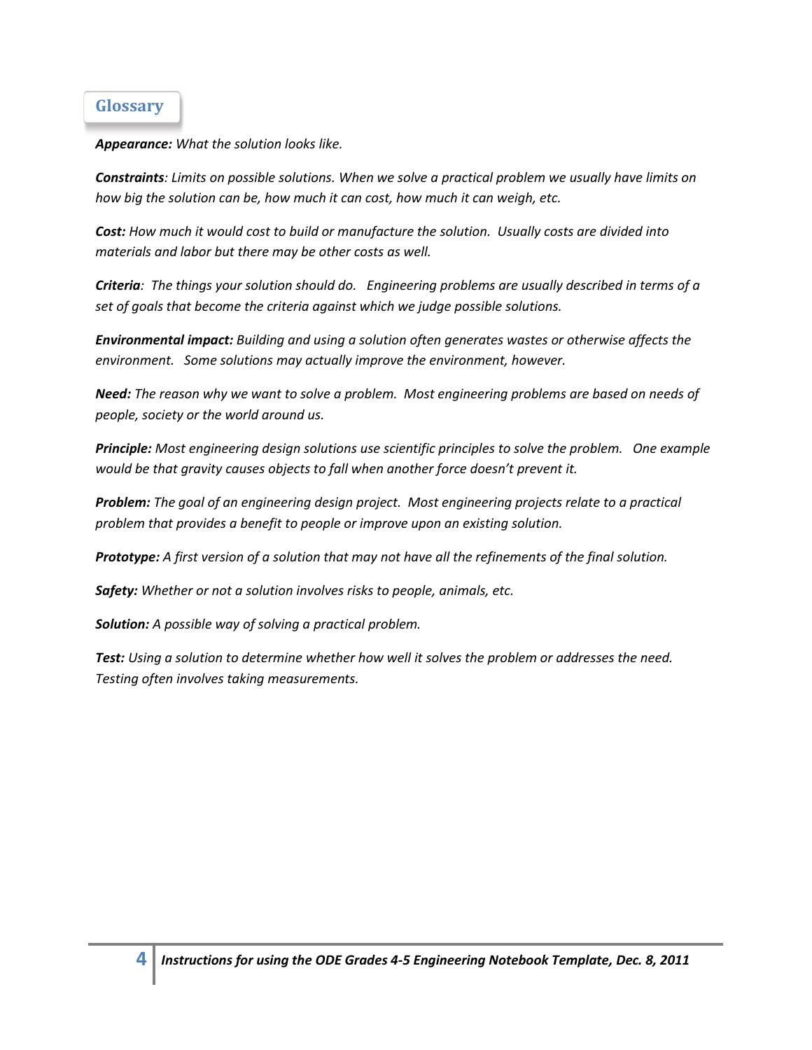## Glossary

***Appearance:*** *What the solution looks like.*

***Constraints****: Limits on possible solutions. When we solve a practical problem we usually have limits on how big the solution can be, how much it can cost, how much it can weigh, etc.*

***Cost:*** *How much it would cost to build or manufacture the solution. Usually costs are divided into materials and labor but there may be other costs as well.*

***Criteria****: The things your solution should do. Engineering problems are usually described in terms of a set of goals that become the criteria against which we judge possible solutions.*

***Environmental impact:*** *Building and using a solution often generates wastes or otherwise affects the environment. Some solutions may actually improve the environment, however.*

***Need:*** *The reason why we want to solve a problem. Most engineering problems are based on needs of people, society or the world around us.*

***Principle:*** *Most engineering design solutions use scientific principles to solve the problem. One example would be that gravity causes objects to fall when another force doesn't prevent it.*

***Problem:*** *The goal of an engineering design project. Most engineering projects relate to a practical problem that provides a benefit to people or improve upon an existing solution.*

***Prototype:*** *A first version of a solution that may not have all the refinements of the final solution.*

***Safety:*** *Whether or not a solution involves risks to people, animals, etc.*

***Solution:*** *A possible way of solving a practical problem.*

***Test:*** *Using a solution to determine whether how well it solves the problem or addresses the need. Testing often involves taking measurements.*